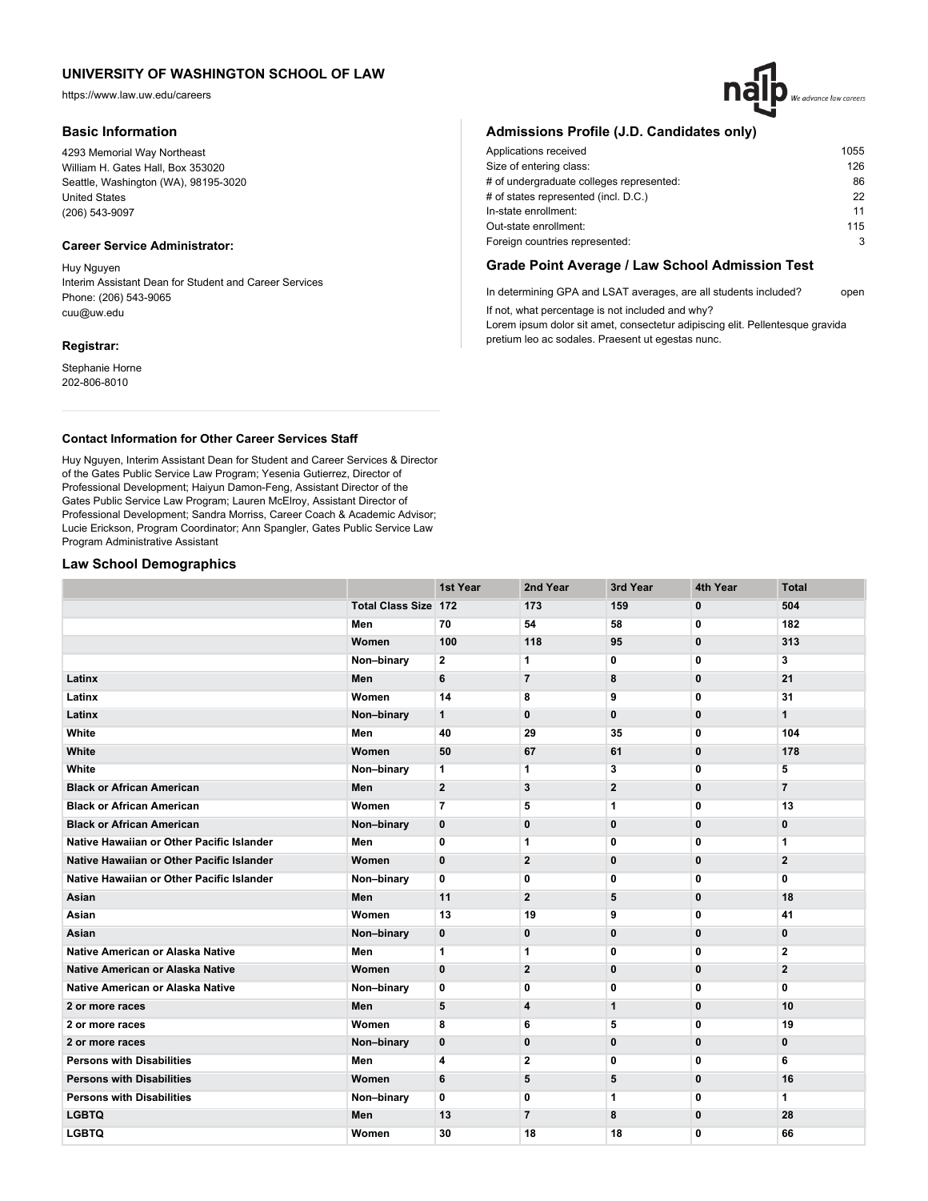# UNIVERSITY OF WASHINGTON SCHOOL OF LAW

https://www.law.uw.edu/careers

## Basic Information

4293 Memorial Way Northeast
William H. Gates Hall, Box 353020
Seattle, Washington (WA), 98195-3020
United States
(206) 543-9097

### Career Service Administrator:

Huy Nguyen
Interim Assistant Dean for Student and Career Services
Phone: (206) 543-9065
cuu@uw.edu

### Registrar:

Stephanie Horne
202-806-8010

### Contact Information for Other Career Services Staff

Huy Nguyen, Interim Assistant Dean for Student and Career Services & Director of the Gates Public Service Law Program; Yesenia Gutierrez, Director of Professional Development; Haiyun Damon-Feng, Assistant Director of the Gates Public Service Law Program; Lauren McElroy, Assistant Director of Professional Development; Sandra Morriss, Career Coach & Academic Advisor; Lucie Erickson, Program Coordinator; Ann Spangler, Gates Public Service Law Program Administrative Assistant

## Admissions Profile (J.D. Candidates only)

| | |
|---|---|
| Applications received | 1055 |
| Size of entering class: | 126 |
| # of undergraduate colleges represented: | 86 |
| # of states represented (incl. D.C.) | 22 |
| In-state enrollment: | 11 |
| Out-state enrollment: | 115 |
| Foreign countries represented: | 3 |

## Grade Point Average / Law School Admission Test

In determining GPA and LSAT averages, are all students included? open

If not, what percentage is not included and why?
Lorem ipsum dolor sit amet, consectetur adipiscing elit. Pellentesque gravida pretium leo ac sodales. Praesent ut egestas nunc.

## Law School Demographics

| | | 1st Year | 2nd Year | 3rd Year | 4th Year | Total |
|---|---|---|---|---|---|---|
| | Total Class Size | 172 | 173 | 159 | 0 | 504 |
| | Men | 70 | 54 | 58 | 0 | 182 |
| | Women | 100 | 118 | 95 | 0 | 313 |
| | Non–binary | 2 | 1 | 0 | 0 | 3 |
| Latinx | Men | 6 | 7 | 8 | 0 | 21 |
| Latinx | Women | 14 | 8 | 9 | 0 | 31 |
| Latinx | Non–binary | 1 | 0 | 0 | 0 | 1 |
| White | Men | 40 | 29 | 35 | 0 | 104 |
| White | Women | 50 | 67 | 61 | 0 | 178 |
| White | Non–binary | 1 | 1 | 3 | 0 | 5 |
| Black or African American | Men | 2 | 3 | 2 | 0 | 7 |
| Black or African American | Women | 7 | 5 | 1 | 0 | 13 |
| Black or African American | Non–binary | 0 | 0 | 0 | 0 | 0 |
| Native Hawaiian or Other Pacific Islander | Men | 0 | 1 | 0 | 0 | 1 |
| Native Hawaiian or Other Pacific Islander | Women | 0 | 2 | 0 | 0 | 2 |
| Native Hawaiian or Other Pacific Islander | Non–binary | 0 | 0 | 0 | 0 | 0 |
| Asian | Men | 11 | 2 | 5 | 0 | 18 |
| Asian | Women | 13 | 19 | 9 | 0 | 41 |
| Asian | Non–binary | 0 | 0 | 0 | 0 | 0 |
| Native American or Alaska Native | Men | 1 | 1 | 0 | 0 | 2 |
| Native American or Alaska Native | Women | 0 | 2 | 0 | 0 | 2 |
| Native American or Alaska Native | Non–binary | 0 | 0 | 0 | 0 | 0 |
| 2 or more races | Men | 5 | 4 | 1 | 0 | 10 |
| 2 or more races | Women | 8 | 6 | 5 | 0 | 19 |
| 2 or more races | Non–binary | 0 | 0 | 0 | 0 | 0 |
| Persons with Disabilities | Men | 4 | 2 | 0 | 0 | 6 |
| Persons with Disabilities | Women | 6 | 5 | 5 | 0 | 16 |
| Persons with Disabilities | Non–binary | 0 | 0 | 1 | 0 | 1 |
| LGBTQ | Men | 13 | 7 | 8 | 0 | 28 |
| LGBTQ | Women | 30 | 18 | 18 | 0 | 66 |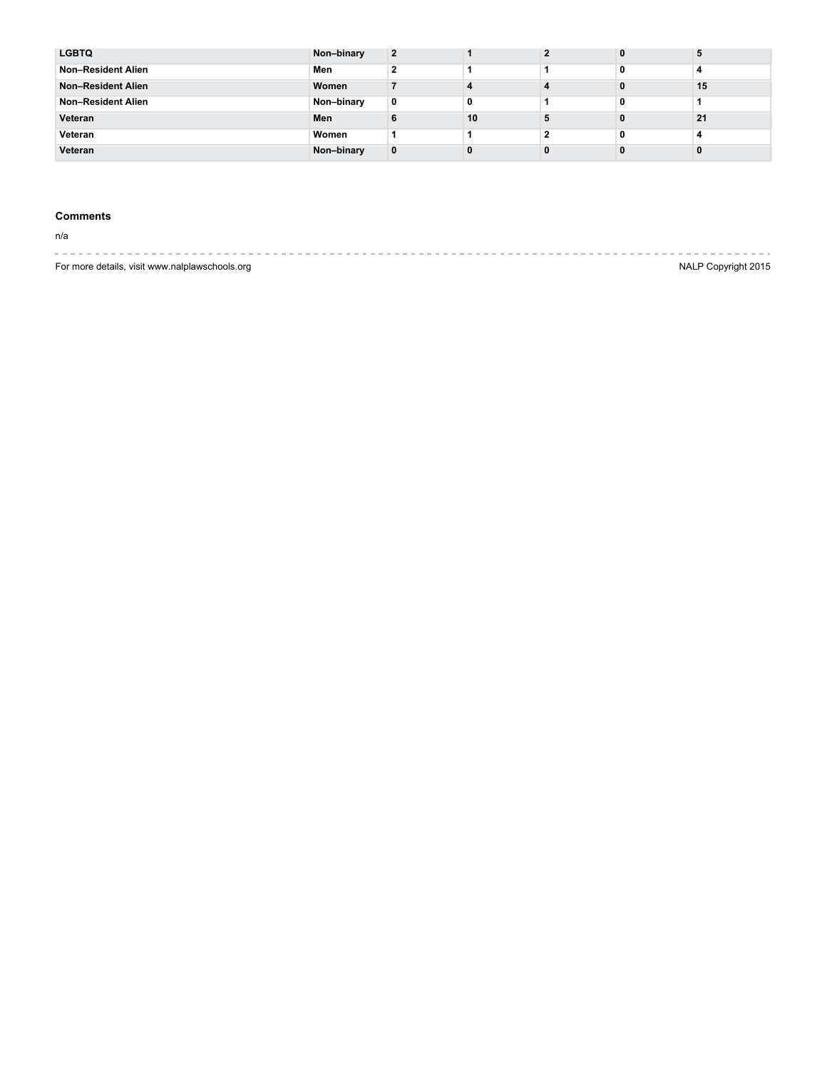| | | | | | | |
|---|---|---|---|---|---|---|
| **LGBTQ** | **Non–binary** | **2** | **1** | **2** | **0** | **5** |
| **Non–Resident Alien** | **Men** | **2** | **1** | **1** | **0** | **4** |
| **Non–Resident Alien** | **Women** | **7** | **4** | **4** | **0** | **15** |
| **Non–Resident Alien** | **Non–binary** | **0** | **0** | **1** | **0** | **1** |
| **Veteran** | **Men** | **6** | **10** | **5** | **0** | **21** |
| **Veteran** | **Women** | **1** | **1** | **2** | **0** | **4** |
| **Veteran** | **Non–binary** | **0** | **0** | **0** | **0** | **0** |

### Comments

n/a

For more details, visit www.nalplawschools.org

NALP Copyright 2015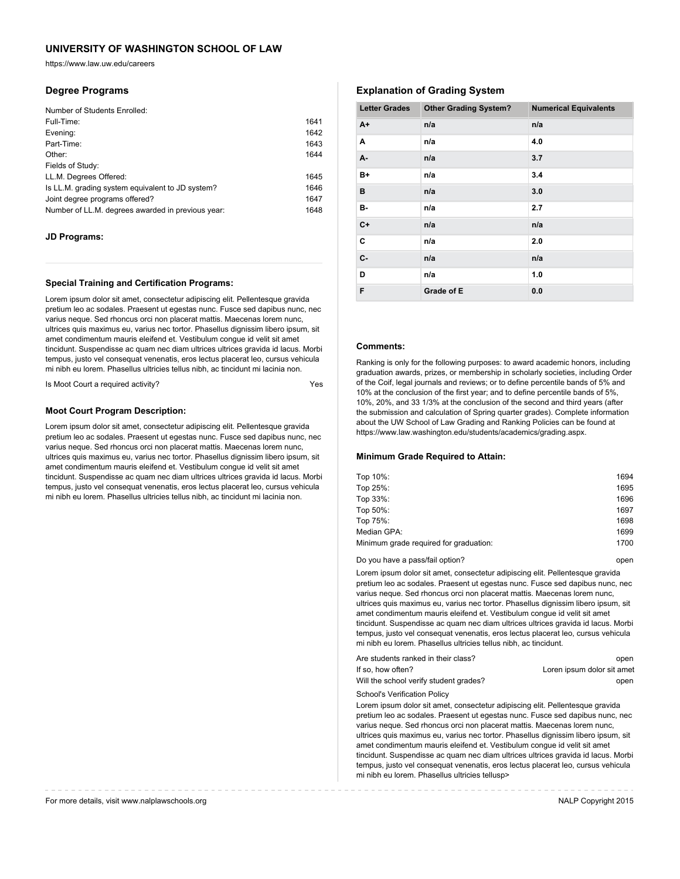## UNIVERSITY OF WASHINGTON SCHOOL OF LAW

https://www.law.uw.edu/careers

### Degree Programs

Number of Students Enrolled:

Full-Time: 1641

Evening: 1642

Part-Time: 1643

Other: 1644

Fields of Study:

LL.M. Degrees Offered: 1645

Is LL.M. grading system equivalent to JD system? 1646

Joint degree programs offered? 1647

Number of LL.M. degrees awarded in previous year: 1648

#### JD Programs:

#### Special Training and Certification Programs:

Lorem ipsum dolor sit amet, consectetur adipiscing elit. Pellentesque gravida pretium leo ac sodales. Praesent ut egestas nunc. Fusce sed dapibus nunc, nec varius neque. Sed rhoncus orci non placerat mattis. Maecenas lorem nunc, ultrices quis maximus eu, varius nec tortor. Phasellus dignissim libero ipsum, sit amet condimentum mauris eleifend et. Vestibulum congue id velit sit amet tincidunt. Suspendisse ac quam nec diam ultrices ultrices gravida id lacus. Morbi tempus, justo vel consequat venenatis, eros lectus placerat leo, cursus vehicula mi nibh eu lorem. Phasellus ultricies tellus nibh, ac tincidunt mi lacinia non.

Is Moot Court a required activity? Yes

#### Moot Court Program Description:

Lorem ipsum dolor sit amet, consectetur adipiscing elit. Pellentesque gravida pretium leo ac sodales. Praesent ut egestas nunc. Fusce sed dapibus nunc, nec varius neque. Sed rhoncus orci non placerat mattis. Maecenas lorem nunc, ultrices quis maximus eu, varius nec tortor. Phasellus dignissim libero ipsum, sit amet condimentum mauris eleifend et. Vestibulum congue id velit sit amet tincidunt. Suspendisse ac quam nec diam ultrices ultrices gravida id lacus. Morbi tempus, justo vel consequat venenatis, eros lectus placerat leo, cursus vehicula mi nibh eu lorem. Phasellus ultricies tellus nibh, ac tincidunt mi lacinia non.

### Explanation of Grading System

| Letter Grades | Other Grading System? | Numerical Equivalents |
|---|---|---|
| A+ | n/a | n/a |
| A | n/a | 4.0 |
| A- | n/a | 3.7 |
| B+ | n/a | 3.4 |
| B | n/a | 3.0 |
| B- | n/a | 2.7 |
| C+ | n/a | n/a |
| C | n/a | 2.0 |
| C- | n/a | n/a |
| D | n/a | 1.0 |
| F | Grade of E | 0.0 |

#### Comments:

Ranking is only for the following purposes: to award academic honors, including graduation awards, prizes, or membership in scholarly societies, including Order of the Coif, legal journals and reviews; or to define percentile bands of 5% and 10% at the conclusion of the first year; and to define percentile bands of 5%, 10%, 20%, and 33 1/3% at the conclusion of the second and third years (after the submission and calculation of Spring quarter grades). Complete information about the UW School of Law Grading and Ranking Policies can be found at https://www.law.washington.edu/students/academics/grading.aspx.

#### Minimum Grade Required to Attain:

Top 10%: 1694

Top 25%: 1695

Top 33%: 1696

Top 50%: 1697

Top 75%: 1698

Median GPA: 1699

Minimum grade required for graduation: 1700

Do you have a pass/fail option? open

Lorem ipsum dolor sit amet, consectetur adipiscing elit. Pellentesque gravida pretium leo ac sodales. Praesent ut egestas nunc. Fusce sed dapibus nunc, nec varius neque. Sed rhoncus orci non placerat mattis. Maecenas lorem nunc, ultrices quis maximus eu, varius nec tortor. Phasellus dignissim libero ipsum, sit amet condimentum mauris eleifend et. Vestibulum congue id velit sit amet tincidunt. Suspendisse ac quam nec diam ultrices ultrices gravida id lacus. Morbi tempus, justo vel consequat venenatis, eros lectus placerat leo, cursus vehicula mi nibh eu lorem. Phasellus ultricies tellus nibh, ac tincidunt.

Are students ranked in their class? open

If so, how often? Loren ipsum dolor sit amet

Will the school verify student grades? open

School's Verification Policy

Lorem ipsum dolor sit amet, consectetur adipiscing elit. Pellentesque gravida pretium leo ac sodales. Praesent ut egestas nunc. Fusce sed dapibus nunc, nec varius neque. Sed rhoncus orci non placerat mattis. Maecenas lorem nunc, ultrices quis maximus eu, varius nec tortor. Phasellus dignissim libero ipsum, sit amet condimentum mauris eleifend et. Vestibulum congue id velit sit amet tincidunt. Suspendisse ac quam nec diam ultrices ultrices gravida id lacus. Morbi tempus, justo vel consequat venenatis, eros lectus placerat leo, cursus vehicula mi nibh eu lorem. Phasellus ultricies tellusp>

For more details, visit www.nalplawschools.org

NALP Copyright 2015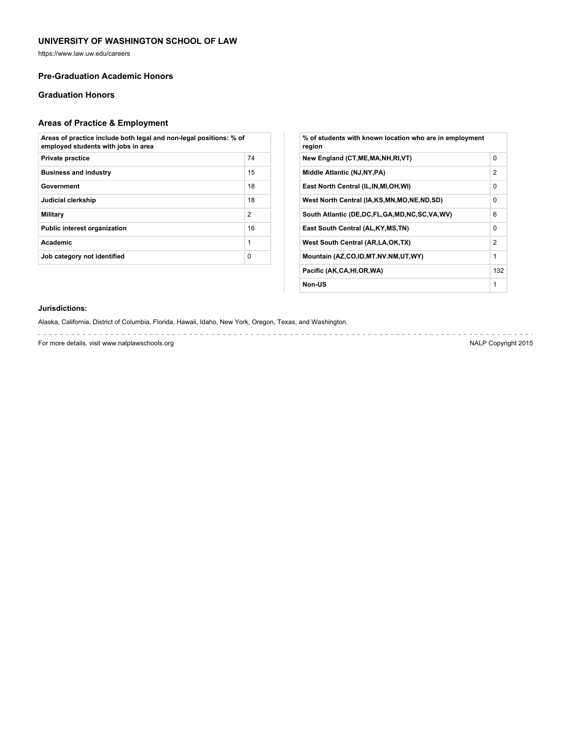## UNIVERSITY OF WASHINGTON SCHOOL OF LAW

https://www.law.uw.edu/careers

### Pre-Graduation Academic Honors

### Graduation Honors

### Areas of Practice & Employment

| Areas of practice include both legal and non-legal positions: % of employed students with jobs in area | |
|---|---|
| Private practice | 74 |
| Business and industry | 15 |
| Government | 18 |
| Judicial clerkship | 18 |
| Military | 2 |
| Public interest organization | 16 |
| Academic | 1 |
| Job category not identified | 0 |

| % of students with known location who are in employment region | |
|---|---|
| New England (CT,ME,MA,NH,RI,VT) | 0 |
| Middle Atlantic (NJ,NY,PA) | 2 |
| East North Central (IL,IN,MI,OH,WI) | 0 |
| West North Central (IA,KS,MN,MO,NE,ND,SD) | 0 |
| South Atlantic (DE,DC,FL,GA,MD,NC,SC,VA,WV) | 6 |
| East South Central (AL,KY,MS,TN) | 0 |
| West South Central (AR,LA,OK,TX) | 2 |
| Mountain (AZ,CO,ID,MT.NV.NM,UT,WY) | 1 |
| Pacific (AK,CA,HI,OR,WA) | 132 |
| Non-US | 1 |

**Jurisdictions:**

Alaska, California, District of Columbia, Florida, Hawaii, Idaho, New York, Oregon, Texas, and Washington.

For more details, visit www.nalplawschools.org

NALP Copyright 2015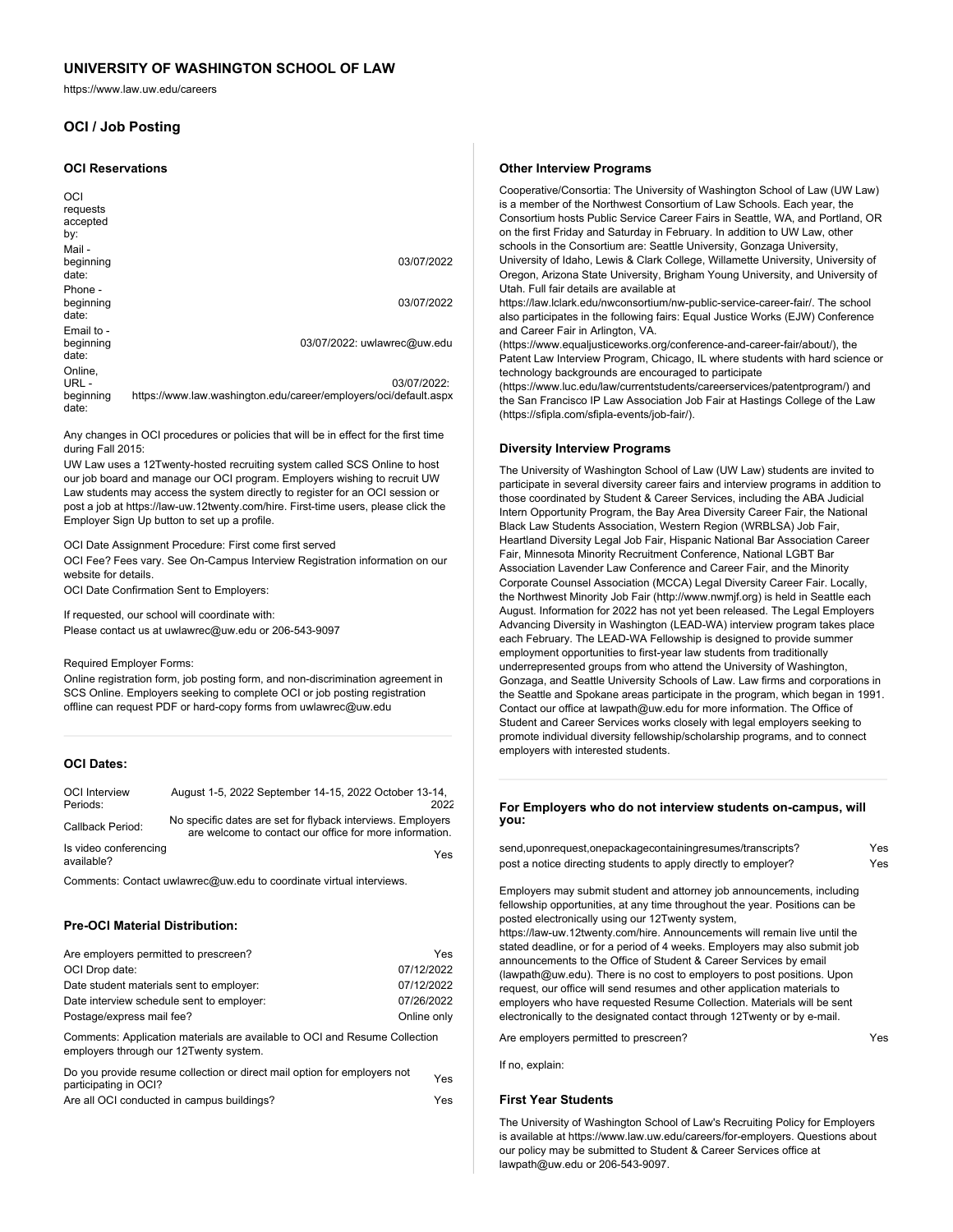## UNIVERSITY OF WASHINGTON SCHOOL OF LAW

https://www.law.uw.edu/careers

### OCI / Job Posting

#### OCI Reservations

| OCI requests accepted by: | |
|---|---|
| Mail - beginning date: | 03/07/2022 |
| Phone - beginning date: | 03/07/2022 |
| Email to - beginning date: | 03/07/2022: uwlawrec@uw.edu |
| Online, URL - beginning date: | 03/07/2022: https://www.law.washington.edu/career/employers/oci/default.aspx |

Any changes in OCI procedures or policies that will be in effect for the first time during Fall 2015:

UW Law uses a 12Twenty-hosted recruiting system called SCS Online to host our job board and manage our OCI program. Employers wishing to recruit UW Law students may access the system directly to register for an OCI session or post a job at https://law-uw.12twenty.com/hire. First-time users, please click the Employer Sign Up button to set up a profile.

OCI Date Assignment Procedure: First come first served

OCI Fee? Fees vary. See On-Campus Interview Registration information on our website for details.

OCI Date Confirmation Sent to Employers:

If requested, our school will coordinate with:

Please contact us at uwlawrec@uw.edu or 206-543-9097

Required Employer Forms:

Online registration form, job posting form, and non-discrimination agreement in SCS Online. Employers seeking to complete OCI or job posting registration offline can request PDF or hard-copy forms from uwlawrec@uw.edu

#### OCI Dates:

| | |
|---|---|
| OCI Interview Periods: | August 1-5, 2022 September 14-15, 2022 October 13-14, 2022 |
| Callback Period: | No specific dates are set for flyback interviews. Employers are welcome to contact our office for more information. |
| Is video conferencing available? | Yes |

Comments: Contact uwlawrec@uw.edu to coordinate virtual interviews.

#### Pre-OCI Material Distribution:

| | |
|---|---|
| Are employers permitted to prescreen? | Yes |
| OCI Drop date: | 07/12/2022 |
| Date student materials sent to employer: | 07/12/2022 |
| Date interview schedule sent to employer: | 07/26/2022 |
| Postage/express mail fee? | Online only |

Comments: Application materials are available to OCI and Resume Collection employers through our 12Twenty system.

| | |
|---|---|
| Do you provide resume collection or direct mail option for employers not participating in OCI? | Yes |
| Are all OCI conducted in campus buildings? | Yes |

#### Other Interview Programs

Cooperative/Consortia: The University of Washington School of Law (UW Law) is a member of the Northwest Consortium of Law Schools. Each year, the Consortium hosts Public Service Career Fairs in Seattle, WA, and Portland, OR on the first Friday and Saturday in February. In addition to UW Law, other schools in the Consortium are: Seattle University, Gonzaga University, University of Idaho, Lewis & Clark College, Willamette University, University of Oregon, Arizona State University, Brigham Young University, and University of Utah. Full fair details are available at https://law.lclark.edu/nwconsortium/nw-public-service-career-fair/. The school also participates in the following fairs: Equal Justice Works (EJW) Conference and Career Fair in Arlington, VA. (https://www.equaljusticeworks.org/conference-and-career-fair/about/), the Patent Law Interview Program, Chicago, IL where students with hard science or technology backgrounds are encouraged to participate (https://www.luc.edu/law/currentstudents/careerservices/patentprogram/) and the San Francisco IP Law Association Job Fair at Hastings College of the Law (https://sfipla.com/sfipla-events/job-fair/).

#### Diversity Interview Programs

The University of Washington School of Law (UW Law) students are invited to participate in several diversity career fairs and interview programs in addition to those coordinated by Student & Career Services, including the ABA Judicial Intern Opportunity Program, the Bay Area Diversity Career Fair, the National Black Law Students Association, Western Region (WRBLSA) Job Fair, Heartland Diversity Legal Job Fair, Hispanic National Bar Association Career Fair, Minnesota Minority Recruitment Conference, National LGBT Bar Association Lavender Law Conference and Career Fair, and the Minority Corporate Counsel Association (MCCA) Legal Diversity Career Fair. Locally, the Northwest Minority Job Fair (http://www.nwmjf.org) is held in Seattle each August. Information for 2022 has not yet been released. The Legal Employers Advancing Diversity in Washington (LEAD-WA) interview program takes place each February. The LEAD-WA Fellowship is designed to provide summer employment opportunities to first-year law students from traditionally underrepresented groups from who attend the University of Washington, Gonzaga, and Seattle University Schools of Law. Law firms and corporations in the Seattle and Spokane areas participate in the program, which began in 1991. Contact our office at lawpath@uw.edu for more information. The Office of Student and Career Services works closely with legal employers seeking to promote individual diversity fellowship/scholarship programs, and to connect employers with interested students.

#### For Employers who do not interview students on-campus, will you:

| | |
|---|---|
| send,uponrequest,onepackagecontainingresumes/transcripts? | Yes |
| post a notice directing students to apply directly to employer? | Yes |

Employers may submit student and attorney job announcements, including fellowship opportunities, at any time throughout the year. Positions can be posted electronically using our 12Twenty system, https://law-uw.12twenty.com/hire. Announcements will remain live until the stated deadline, or for a period of 4 weeks. Employers may also submit job announcements to the Office of Student & Career Services by email (lawpath@uw.edu). There is no cost to employers to post positions. Upon request, our office will send resumes and other application materials to employers who have requested Resume Collection. Materials will be sent electronically to the designated contact through 12Twenty or by e-mail.

| | |
|---|---|
| Are employers permitted to prescreen? | Yes |

If no, explain:

#### First Year Students

The University of Washington School of Law's Recruiting Policy for Employers is available at https://www.law.uw.edu/careers/for-employers. Questions about our policy may be submitted to Student & Career Services office at lawpath@uw.edu or 206-543-9097.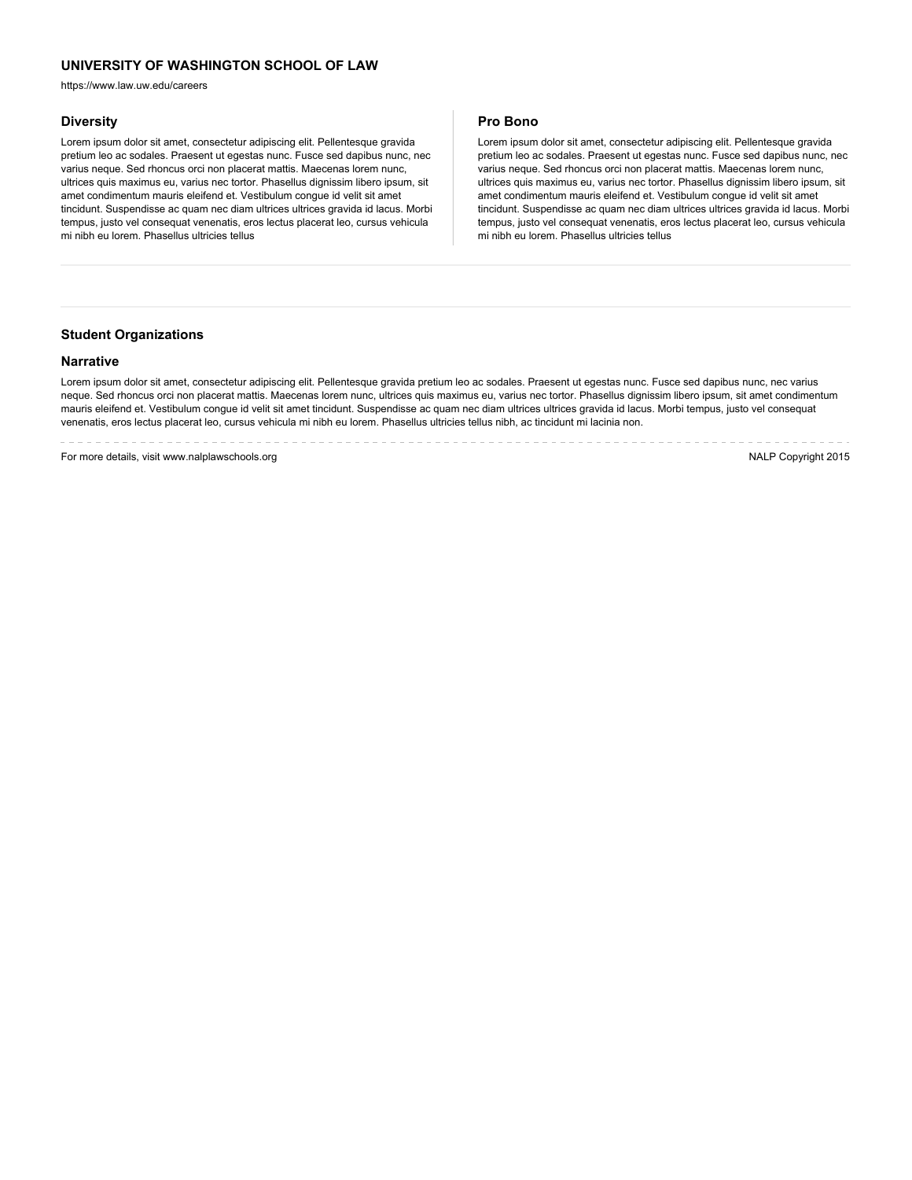# UNIVERSITY OF WASHINGTON SCHOOL OF LAW

https://www.law.uw.edu/careers

## Diversity

Lorem ipsum dolor sit amet, consectetur adipiscing elit. Pellentesque gravida pretium leo ac sodales. Praesent ut egestas nunc. Fusce sed dapibus nunc, nec varius neque. Sed rhoncus orci non placerat mattis. Maecenas lorem nunc, ultrices quis maximus eu, varius nec tortor. Phasellus dignissim libero ipsum, sit amet condimentum mauris eleifend et. Vestibulum congue id velit sit amet tincidunt. Suspendisse ac quam nec diam ultrices ultrices gravida id lacus. Morbi tempus, justo vel consequat venenatis, eros lectus placerat leo, cursus vehicula mi nibh eu lorem. Phasellus ultricies tellus

## Pro Bono

Lorem ipsum dolor sit amet, consectetur adipiscing elit. Pellentesque gravida pretium leo ac sodales. Praesent ut egestas nunc. Fusce sed dapibus nunc, nec varius neque. Sed rhoncus orci non placerat mattis. Maecenas lorem nunc, ultrices quis maximus eu, varius nec tortor. Phasellus dignissim libero ipsum, sit amet condimentum mauris eleifend et. Vestibulum congue id velit sit amet tincidunt. Suspendisse ac quam nec diam ultrices ultrices gravida id lacus. Morbi tempus, justo vel consequat venenatis, eros lectus placerat leo, cursus vehicula mi nibh eu lorem. Phasellus ultricies tellus

## Student Organizations

### Narrative

Lorem ipsum dolor sit amet, consectetur adipiscing elit. Pellentesque gravida pretium leo ac sodales. Praesent ut egestas nunc. Fusce sed dapibus nunc, nec varius neque. Sed rhoncus orci non placerat mattis. Maecenas lorem nunc, ultrices quis maximus eu, varius nec tortor. Phasellus dignissim libero ipsum, sit amet condimentum mauris eleifend et. Vestibulum congue id velit sit amet tincidunt. Suspendisse ac quam nec diam ultrices ultrices gravida id lacus. Morbi tempus, justo vel consequat venenatis, eros lectus placerat leo, cursus vehicula mi nibh eu lorem. Phasellus ultricies tellus nibh, ac tincidunt mi lacinia non.

For more details, visit www.nalplawschools.org

NALP Copyright 2015